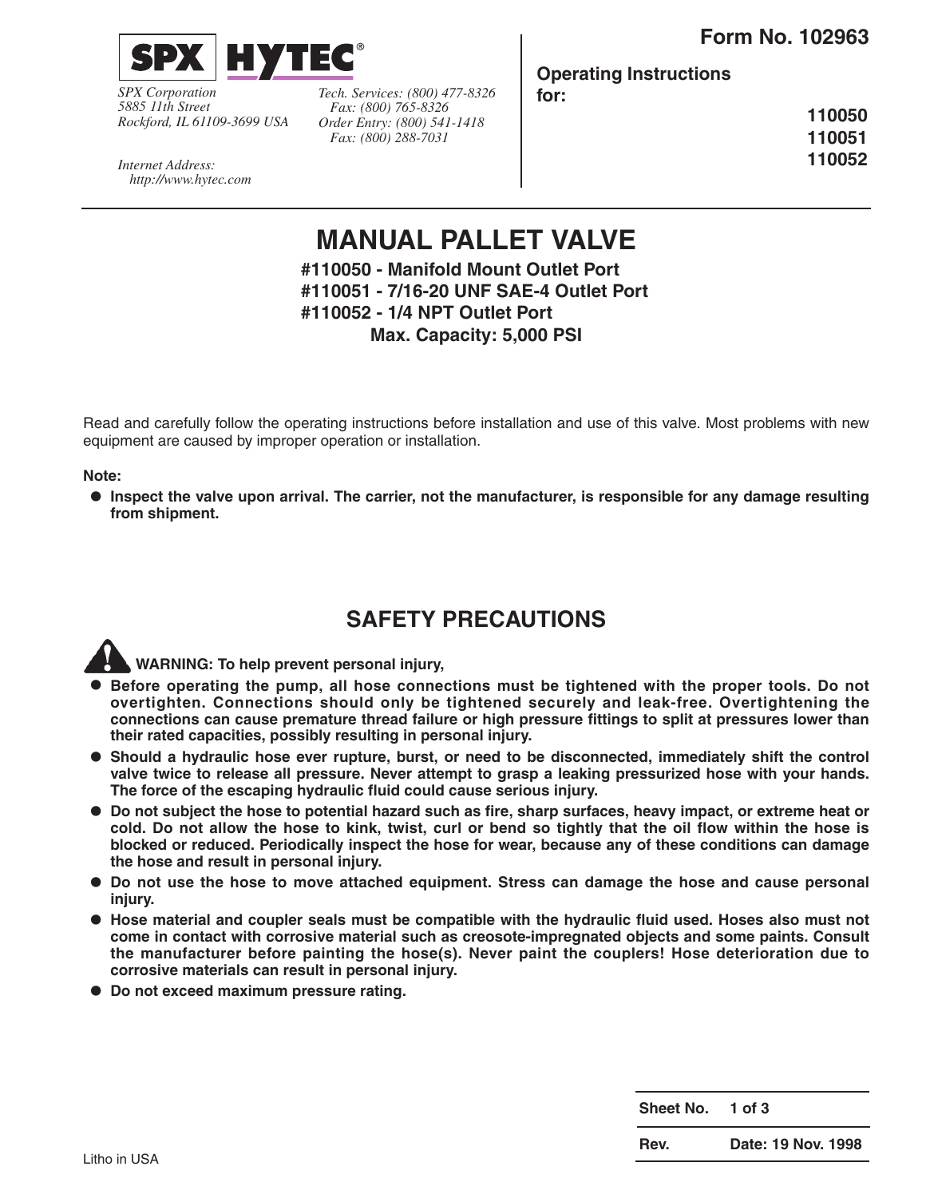**SPX HYTEC**®

*SPX Corporation*
*5885 11th Street*
*Rockford, IL 61109-3699 USA*

*Tech. Services: (800) 477-8326*
*Fax: (800) 765-8326*
*Order Entry: (800) 541-1418*
*Fax: (800) 288-7031*

*Internet Address:*
*http://www.hytec.com*

**Form No. 102963**

**Operating Instructions for:**

**110050**
**110051**
**110052**

# MANUAL PALLET VALVE

**#110050 - Manifold Mount Outlet Port**
**#110051 - 7/16-20 UNF SAE-4 Outlet Port**
**#110052 - 1/4 NPT Outlet Port**
**Max. Capacity: 5,000 PSI**

Read and carefully follow the operating instructions before installation and use of this valve. Most problems with new equipment are caused by improper operation or installation.

**Note:**

- **Inspect the valve upon arrival. The carrier, not the manufacturer, is responsible for any damage resulting from shipment.**

## SAFETY PRECAUTIONS

**WARNING: To help prevent personal injury,**

- **Before operating the pump, all hose connections must be tightened with the proper tools. Do not overtighten. Connections should only be tightened securely and leak-free. Overtightening the connections can cause premature thread failure or high pressure fittings to split at pressures lower than their rated capacities, possibly resulting in personal injury.**
- **Should a hydraulic hose ever rupture, burst, or need to be disconnected, immediately shift the control valve twice to release all pressure. Never attempt to grasp a leaking pressurized hose with your hands. The force of the escaping hydraulic fluid could cause serious injury.**
- **Do not subject the hose to potential hazard such as fire, sharp surfaces, heavy impact, or extreme heat or cold. Do not allow the hose to kink, twist, curl or bend so tightly that the oil flow within the hose is blocked or reduced. Periodically inspect the hose for wear, because any of these conditions can damage the hose and result in personal injury.**
- **Do not use the hose to move attached equipment. Stress can damage the hose and cause personal injury.**
- **Hose material and coupler seals must be compatible with the hydraulic fluid used. Hoses also must not come in contact with corrosive material such as creosote-impregnated objects and some paints. Consult the manufacturer before painting the hose(s). Never paint the couplers! Hose deterioration due to corrosive materials can result in personal injury.**
- **Do not exceed maximum pressure rating.**

| | |
|---|---|
| **Sheet No.** | **1 of 3** |
| **Rev.** | **Date: 19 Nov. 1998** |

Litho in USA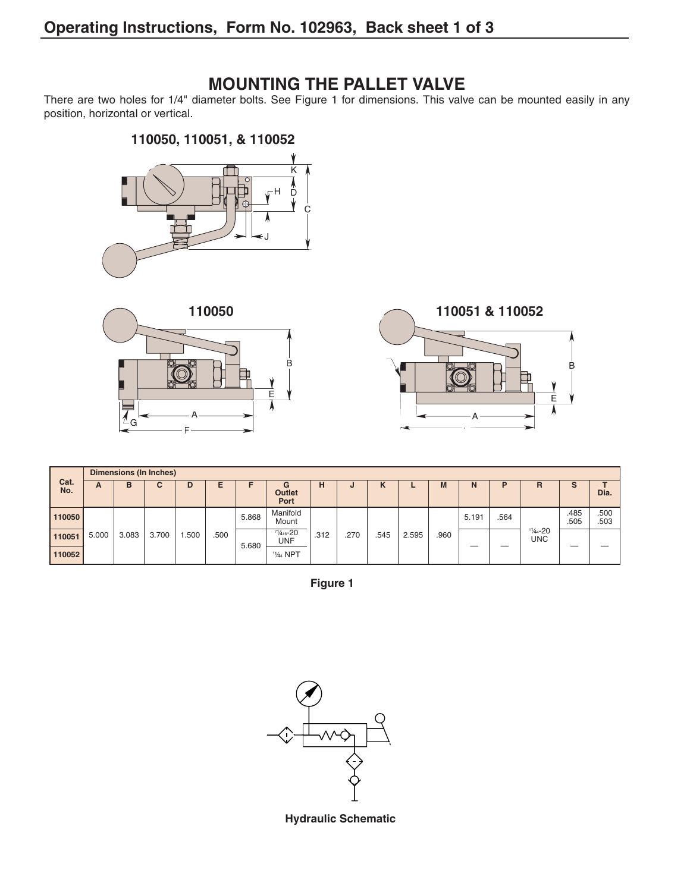## MOUNTING THE PALLET VALVE

There are two holes for 1/4" diameter bolts. See Figure 1 for dimensions. This valve can be mounted easily in any position, horizontal or vertical.

110050, 110051, & 110052

110050

110051 & 110052

| Cat. No. | Dimensions (In Inches) | | | | | | | | | | | | | | | | | |
|---|---|---|---|---|---|---|---|---|---|---|---|---|---|---|---|---|---|---|
| | A | B | C | D | E | F | G Outlet Port | H | J | K | L | M | N | P | R | S | T Dia. |
| 110050 | 5.000 | 3.083 | 3.700 | 1.500 | .500 | 5.868 | Manifold Mount | .312 | .270 | .545 | 2.595 | .960 | 5.191 | .564 | 1/4-20 UNC | .485 .505 | .500 .503 |
| 110051 | 5.000 | 3.083 | 3.700 | 1.500 | .500 | 5.680 | 7/16-20 UNF | .312 | .270 | .545 | 2.595 | .960 | — | — | 1/4-20 UNC | — | — |
| 110052 | 5.000 | 3.083 | 3.700 | 1.500 | .500 | 5.680 | 1/4 NPT | .312 | .270 | .545 | 2.595 | .960 | — | — | 1/4-20 UNC | — | — |

**Figure 1**

**Hydraulic Schematic**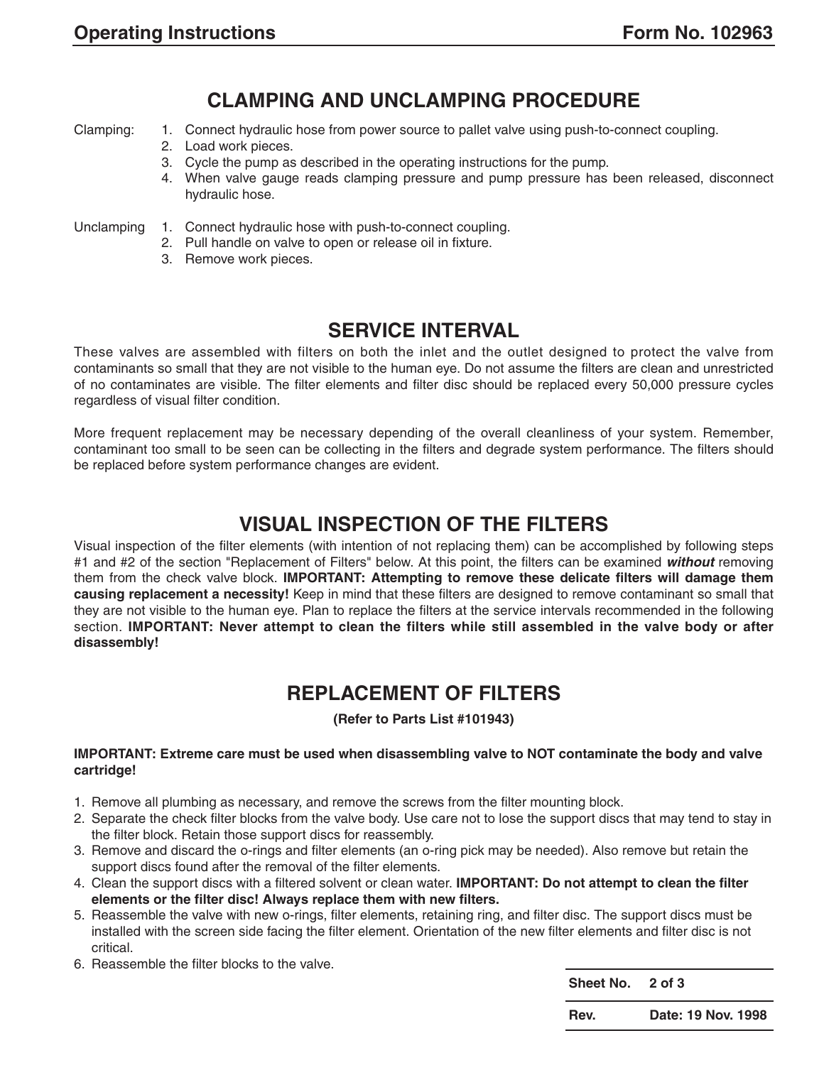## CLAMPING AND UNCLAMPING PROCEDURE

Clamping:

1. Connect hydraulic hose from power source to pallet valve using push-to-connect coupling.
2. Load work pieces.
3. Cycle the pump as described in the operating instructions for the pump.
4. When valve gauge reads clamping pressure and pump pressure has been released, disconnect hydraulic hose.

Unclamping

1. Connect hydraulic hose with push-to-connect coupling.
2. Pull handle on valve to open or release oil in fixture.
3. Remove work pieces.

## SERVICE INTERVAL

These valves are assembled with filters on both the inlet and the outlet designed to protect the valve from contaminants so small that they are not visible to the human eye. Do not assume the filters are clean and unrestricted of no contaminates are visible. The filter elements and filter disc should be replaced every 50,000 pressure cycles regardless of visual filter condition.

More frequent replacement may be necessary depending of the overall cleanliness of your system. Remember, contaminant too small to be seen can be collecting in the filters and degrade system performance. The filters should be replaced before system performance changes are evident.

## VISUAL INSPECTION OF THE FILTERS

Visual inspection of the filter elements (with intention of not replacing them) can be accomplished by following steps #1 and #2 of the section "Replacement of Filters" below. At this point, the filters can be examined ***without*** removing them from the check valve block. **IMPORTANT: Attempting to remove these delicate filters will damage them causing replacement a necessity!** Keep in mind that these filters are designed to remove contaminant so small that they are not visible to the human eye. Plan to replace the filters at the service intervals recommended in the following section. **IMPORTANT: Never attempt to clean the filters while still assembled in the valve body or after disassembly!**

## REPLACEMENT OF FILTERS

**(Refer to Parts List #101943)**

**IMPORTANT: Extreme care must be used when disassembling valve to NOT contaminate the body and valve cartridge!**

1. Remove all plumbing as necessary, and remove the screws from the filter mounting block.
2. Separate the check filter blocks from the valve body. Use care not to lose the support discs that may tend to stay in the filter block. Retain those support discs for reassembly.
3. Remove and discard the o-rings and filter elements (an o-ring pick may be needed). Also remove but retain the support discs found after the removal of the filter elements.
4. Clean the support discs with a filtered solvent or clean water. **IMPORTANT: Do not attempt to clean the filter elements or the filter disc! Always replace them with new filters.**
5. Reassemble the valve with new o-rings, filter elements, retaining ring, and filter disc. The support discs must be installed with the screen side facing the filter element. Orientation of the new filter elements and filter disc is not critical.
6. Reassemble the filter blocks to the valve.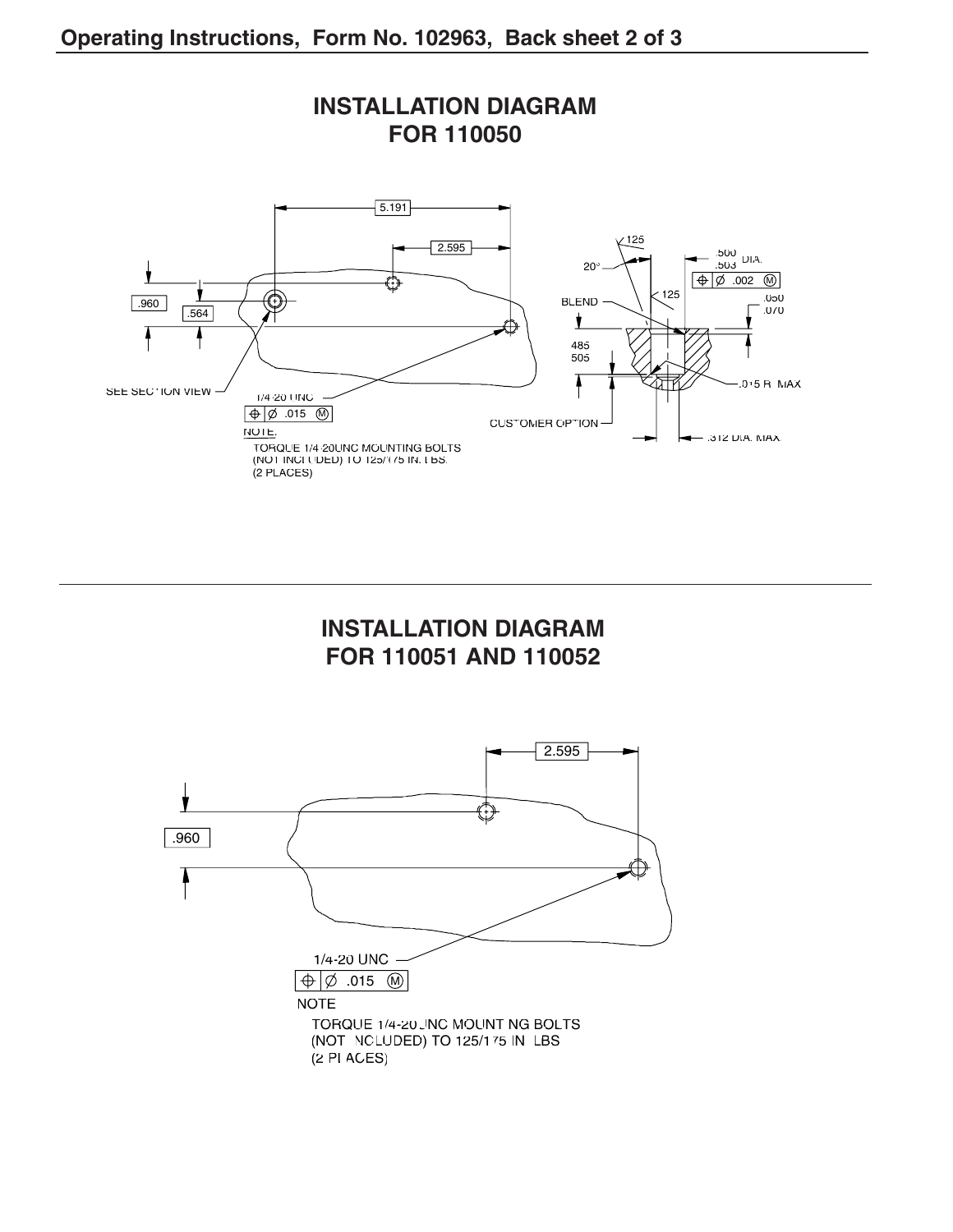# INSTALLATION DIAGRAM FOR 110050

5.191

2.595

.960

.564

SEE SECTION VIEW

1/4-20 UNC

⌖ Ø .015 Ⓜ

NOTE:

TORQUE 1/4-20UNC MOUNTING BOLTS (NOT INCLUDED) TO 125/175 IN. LBS. (2 PLACES)

125

20°

.500
.503 DIA.

⌖ Ø .002 Ⓜ

125

BLEND

.050
.070

.485
.505

.015 R MAX

CUSTOMER OPTION

.312 DIA. MAX

# INSTALLATION DIAGRAM FOR 110051 AND 110052

2.595

.960

1/4-20 UNC

⌖ Ø .015 Ⓜ

NOTE

TORQUE 1/4-20UNC MOUNTING BOLTS (NOT INCLUDED) TO 125/175 IN. LBS (2 PLACES)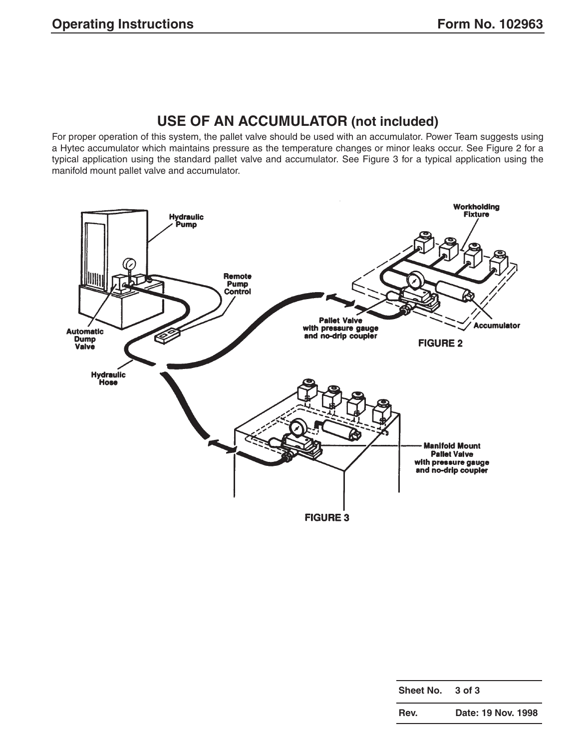## USE OF AN ACCUMULATOR (not included)

For proper operation of this system, the pallet valve should be used with an accumulator. Power Team suggests using a Hytec accumulator which maintains pressure as the temperature changes or minor leaks occur. See Figure 2 for a typical application using the standard pallet valve and accumulator. See Figure 3 for a typical application using the manifold mount pallet valve and accumulator.

Hydraulic Pump

Remote Pump Control

Automatic Dump Valve

Hydraulic Hose

Workholding Fixture

Pallet Valve with pressure gauge and no-drip coupler

Accumulator

FIGURE 2

Manifold Mount Pallet Valve with pressure gauge and no-drip coupler

FIGURE 3

| | |
|---|---|
| Sheet No. | 3 of 3 |
| Rev. | Date: 19 Nov. 1998 |